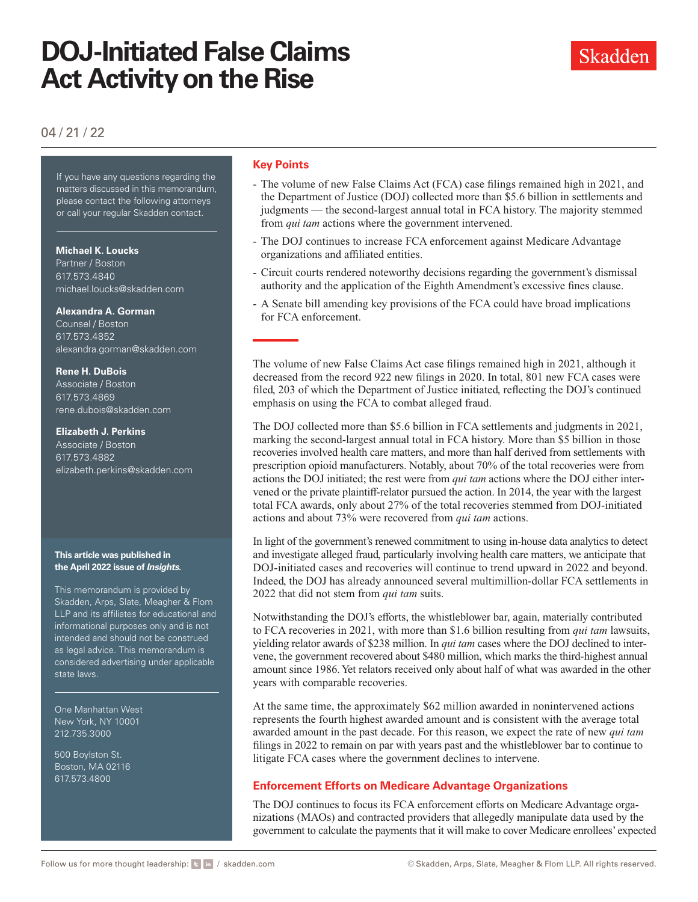# DOJ-Initiated False Claims Act Activity on the Rise

04 / 21 / 22

If you have any questions regarding the matters discussed in this memorandum, please contact the following attorneys or call your regular Skadden contact.

**Michael K. Loucks**
Partner / Boston
617.573.4840
michael.loucks@skadden.com

**Alexandra A. Gorman**
Counsel / Boston
617.573.4852
alexandra.gorman@skadden.com

**Rene H. DuBois**
Associate / Boston
617.573.4869
rene.dubois@skadden.com

**Elizabeth J. Perkins**
Associate / Boston
617.573.4882
elizabeth.perkins@skadden.com

**This article was published in the April 2022 issue of *Insights*.**

This memorandum is provided by Skadden, Arps, Slate, Meagher & Flom LLP and its affiliates for educational and informational purposes only and is not intended and should not be construed as legal advice. This memorandum is considered advertising under applicable state laws.

One Manhattan West
New York, NY 10001
212.735.3000

500 Boylston St.
Boston, MA 02116
617.573.4800

## Key Points

- The volume of new False Claims Act (FCA) case filings remained high in 2021, and the Department of Justice (DOJ) collected more than $5.6 billion in settlements and judgments — the second-largest annual total in FCA history. The majority stemmed from *qui tam* actions where the government intervened.
- The DOJ continues to increase FCA enforcement against Medicare Advantage organizations and affiliated entities.
- Circuit courts rendered noteworthy decisions regarding the government's dismissal authority and the application of the Eighth Amendment's excessive fines clause.
- A Senate bill amending key provisions of the FCA could have broad implications for FCA enforcement.

The volume of new False Claims Act case filings remained high in 2021, although it decreased from the record 922 new filings in 2020. In total, 801 new FCA cases were filed, 203 of which the Department of Justice initiated, reflecting the DOJ's continued emphasis on using the FCA to combat alleged fraud.

The DOJ collected more than $5.6 billion in FCA settlements and judgments in 2021, marking the second-largest annual total in FCA history. More than $5 billion in those recoveries involved health care matters, and more than half derived from settlements with prescription opioid manufacturers. Notably, about 70% of the total recoveries were from actions the DOJ initiated; the rest were from *qui tam* actions where the DOJ either intervened or the private plaintiff-relator pursued the action. In 2014, the year with the largest total FCA awards, only about 27% of the total recoveries stemmed from DOJ-initiated actions and about 73% were recovered from *qui tam* actions.

In light of the government's renewed commitment to using in-house data analytics to detect and investigate alleged fraud, particularly involving health care matters, we anticipate that DOJ-initiated cases and recoveries will continue to trend upward in 2022 and beyond. Indeed, the DOJ has already announced several multimillion-dollar FCA settlements in 2022 that did not stem from *qui tam* suits.

Notwithstanding the DOJ's efforts, the whistleblower bar, again, materially contributed to FCA recoveries in 2021, with more than $1.6 billion resulting from *qui tam* lawsuits, yielding relator awards of $238 million. In *qui tam* cases where the DOJ declined to intervene, the government recovered about $480 million, which marks the third-highest annual amount since 1986. Yet relators received only about half of what was awarded in the other years with comparable recoveries.

At the same time, the approximately $62 million awarded in nonintervened actions represents the fourth highest awarded amount and is consistent with the average total awarded amount in the past decade. For this reason, we expect the rate of new *qui tam* filings in 2022 to remain on par with years past and the whistleblower bar to continue to litigate FCA cases where the government declines to intervene.

## Enforcement Efforts on Medicare Advantage Organizations

The DOJ continues to focus its FCA enforcement efforts on Medicare Advantage organizations (MAOs) and contracted providers that allegedly manipulate data used by the government to calculate the payments that it will make to cover Medicare enrollees' expected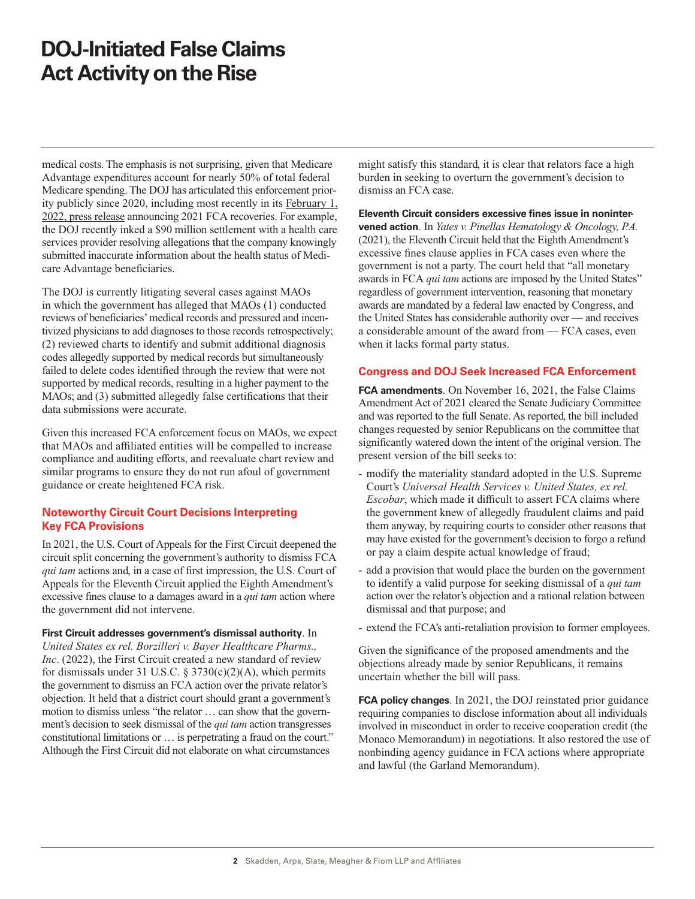medical costs. The emphasis is not surprising, given that Medicare Advantage expenditures account for nearly 50% of total federal Medicare spending. The DOJ has articulated this enforcement priority publicly since 2020, including most recently in its February 1, 2022, press release announcing 2021 FCA recoveries. For example, the DOJ recently inked a $90 million settlement with a health care services provider resolving allegations that the company knowingly submitted inaccurate information about the health status of Medicare Advantage beneficiaries.

The DOJ is currently litigating several cases against MAOs in which the government has alleged that MAOs (1) conducted reviews of beneficiaries' medical records and pressured and incentivized physicians to add diagnoses to those records retrospectively; (2) reviewed charts to identify and submit additional diagnosis codes allegedly supported by medical records but simultaneously failed to delete codes identified through the review that were not supported by medical records, resulting in a higher payment to the MAOs; and (3) submitted allegedly false certifications that their data submissions were accurate.

Given this increased FCA enforcement focus on MAOs, we expect that MAOs and affiliated entities will be compelled to increase compliance and auditing efforts, and reevaluate chart review and similar programs to ensure they do not run afoul of government guidance or create heightened FCA risk.

## Noteworthy Circuit Court Decisions Interpreting Key FCA Provisions

In 2021, the U.S. Court of Appeals for the First Circuit deepened the circuit split concerning the government's authority to dismiss FCA *qui tam* actions and, in a case of first impression, the U.S. Court of Appeals for the Eleventh Circuit applied the Eighth Amendment's excessive fines clause to a damages award in a *qui tam* action where the government did not intervene.

**First Circuit addresses government's dismissal authority**. In *United States ex rel. Borzilleri v. Bayer Healthcare Pharms., Inc*. (2022), the First Circuit created a new standard of review for dismissals under 31 U.S.C. § 3730(c)(2)(A), which permits the government to dismiss an FCA action over the private relator's objection. It held that a district court should grant a government's motion to dismiss unless "the relator … can show that the government's decision to seek dismissal of the *qui tam* action transgresses constitutional limitations or … is perpetrating a fraud on the court." Although the First Circuit did not elaborate on what circumstances might satisfy this standard, it is clear that relators face a high burden in seeking to overturn the government's decision to dismiss an FCA case.

**Eleventh Circuit considers excessive fines issue in nonintervened action**. In *Yates v. Pinellas Hematology & Oncology, P.A.* (2021), the Eleventh Circuit held that the Eighth Amendment's excessive fines clause applies in FCA cases even where the government is not a party. The court held that "all monetary awards in FCA *qui tam* actions are imposed by the United States" regardless of government intervention, reasoning that monetary awards are mandated by a federal law enacted by Congress, and the United States has considerable authority over — and receives a considerable amount of the award from — FCA cases, even when it lacks formal party status.

## Congress and DOJ Seek Increased FCA Enforcement

**FCA amendments**. On November 16, 2021, the False Claims Amendment Act of 2021 cleared the Senate Judiciary Committee and was reported to the full Senate. As reported, the bill included changes requested by senior Republicans on the committee that significantly watered down the intent of the original version. The present version of the bill seeks to:

- modify the materiality standard adopted in the U.S. Supreme Court's *Universal Health Services v. United States, ex rel. Escobar*, which made it difficult to assert FCA claims where the government knew of allegedly fraudulent claims and paid them anyway, by requiring courts to consider other reasons that may have existed for the government's decision to forgo a refund or pay a claim despite actual knowledge of fraud;
- add a provision that would place the burden on the government to identify a valid purpose for seeking dismissal of a *qui tam* action over the relator's objection and a rational relation between dismissal and that purpose; and
- extend the FCA's anti-retaliation provision to former employees.

Given the significance of the proposed amendments and the objections already made by senior Republicans, it remains uncertain whether the bill will pass.

**FCA policy changes**. In 2021, the DOJ reinstated prior guidance requiring companies to disclose information about all individuals involved in misconduct in order to receive cooperation credit (the Monaco Memorandum) in negotiations. It also restored the use of nonbinding agency guidance in FCA actions where appropriate and lawful (the Garland Memorandum).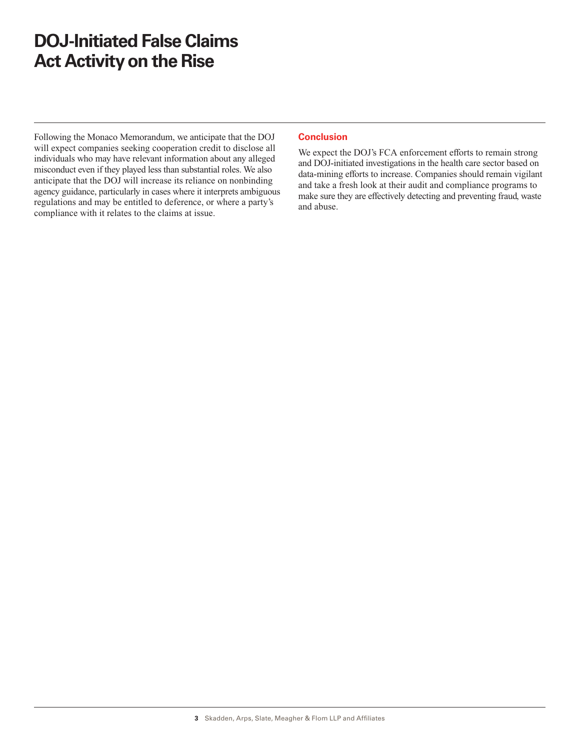# DOJ-Initiated False Claims Act Activity on the Rise

Following the Monaco Memorandum, we anticipate that the DOJ will expect companies seeking cooperation credit to disclose all individuals who may have relevant information about any alleged misconduct even if they played less than substantial roles. We also anticipate that the DOJ will increase its reliance on nonbinding agency guidance, particularly in cases where it interprets ambiguous regulations and may be entitled to deference, or where a party's compliance with it relates to the claims at issue.

## Conclusion

We expect the DOJ's FCA enforcement efforts to remain strong and DOJ-initiated investigations in the health care sector based on data-mining efforts to increase. Companies should remain vigilant and take a fresh look at their audit and compliance programs to make sure they are effectively detecting and preventing fraud, waste and abuse.